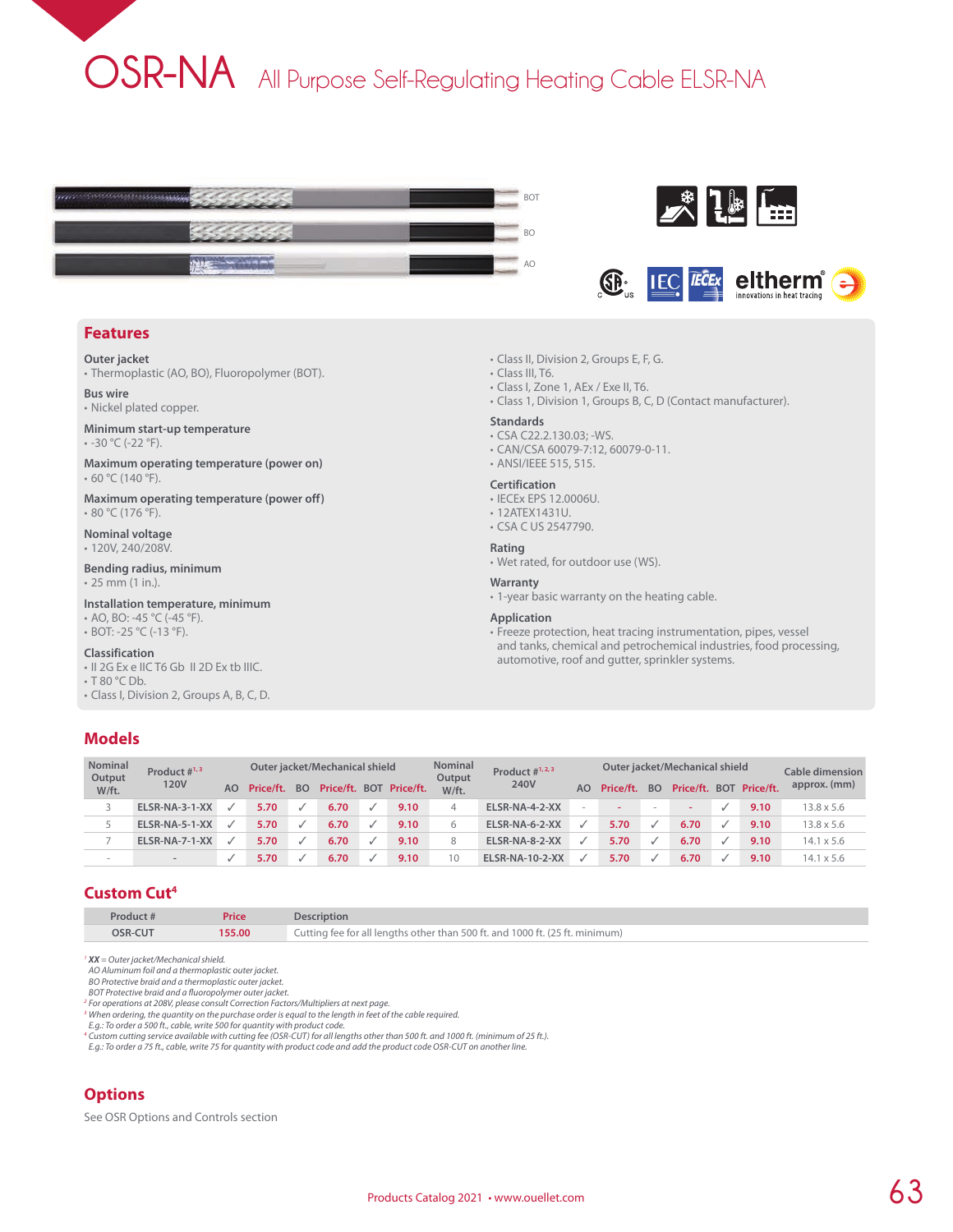# OSR-NA All Purpose Self-Regulating Heating Cable ELSR-NA

BOT

BO

AO

## Features

**Outer jacket**
- Thermoplastic (AO, BO), Fluoropolymer (BOT).

**Bus wire**
- Nickel plated copper.

**Minimum start-up temperature**
- -30 °C (-22 °F).

**Maximum operating temperature (power on)**
- 60 °C (140 °F).

**Maximum operating temperature (power off)**
- 80 °C (176 °F).

**Nominal voltage**
- 120V, 240/208V.

**Bending radius, minimum**
- 25 mm (1 in.).

**Installation temperature, minimum**
- AO, BO: -45 °C (-45 °F).
- BOT: -25 °C (-13 °F).

**Classification**
- II 2G Ex e IIC T6 Gb II 2D Ex tb IIIC.
- T 80 °C Db.
- Class I, Division 2, Groups A, B, C, D.
- Class II, Division 2, Groups E, F, G.
- Class III, T6.
- Class I, Zone 1, AEx / Exe II, T6.
- Class 1, Division 1, Groups B, C, D (Contact manufacturer).

**Standards**
- CSA C22.2.130.03; -WS.
- CAN/CSA 60079-7:12, 60079-0-11.
- ANSI/IEEE 515, 515.

**Certification**
- IECEx EPS 12.0006U.
- 12ATEX1431U.
- CSA C US 2547790.

**Rating**
- Wet rated, for outdoor use (WS).

**Warranty**
- 1-year basic warranty on the heating cable.

**Application**
- Freeze protection, heat tracing instrumentation, pipes, vessel and tanks, chemical and petrochemical industries, food processing, automotive, roof and gutter, sprinkler systems.

## Models

| Nominal Output W/ft. | Product #[1,3] 120V | Outer jacket/Mechanical shield | | | | | | Nominal Output W/ft. | Product #[1,2,3] 240V | Outer jacket/Mechanical shield | | | | | | Cable dimension approx. (mm) |
|---|---|---|---|---|---|---|---|---|---|---|---|---|---|---|---|---|
| | | AO | Price/ft. | BO | Price/ft. | BOT | Price/ft. | | | AO | Price/ft. | BO | Price/ft. | BOT | Price/ft. | |
| 3 | ELSR-NA-3-1-XX | ✓ | 5.70 | ✓ | 6.70 | ✓ | 9.10 | 4 | ELSR-NA-4-2-XX | - | - | - | - | ✓ | 9.10 | 13.8 x 5.6 |
| 5 | ELSR-NA-5-1-XX | ✓ | 5.70 | ✓ | 6.70 | ✓ | 9.10 | 6 | ELSR-NA-6-2-XX | ✓ | 5.70 | ✓ | 6.70 | ✓ | 9.10 | 13.8 x 5.6 |
| 7 | ELSR-NA-7-1-XX | ✓ | 5.70 | ✓ | 6.70 | ✓ | 9.10 | 8 | ELSR-NA-8-2-XX | ✓ | 5.70 | ✓ | 6.70 | ✓ | 9.10 | 14.1 x 5.6 |
| - | - | ✓ | 5.70 | ✓ | 6.70 | ✓ | 9.10 | 10 | ELSR-NA-10-2-XX | ✓ | 5.70 | ✓ | 6.70 | ✓ | 9.10 | 14.1 x 5.6 |

## Custom Cut[4]

| Product # | Price | Description |
|---|---|---|
| OSR-CUT | 155.00 | Cutting fee for all lengths other than 500 ft. and 1000 ft. (25 ft. minimum) |

*[1] **XX** = Outer jacket/Mechanical shield.*
*AO Aluminum foil and a thermoplastic outer jacket.*
*BO Protective braid and a thermoplastic outer jacket.*
*BOT Protective braid and a fluoropolymer outer jacket.*
*[2] For operations at 208V, please consult Correction Factors/Multipliers at next page.*
*[3] When ordering, the quantity on the purchase order is equal to the length in feet of the cable required.*
*E.g.: To order a 500 ft., cable, write 500 for quantity with product code.*
*[4] Custom cutting service available with cutting fee (OSR-CUT) for all lengths other than 500 ft. and 1000 ft. (minimum of 25 ft.).*
*E.g.: To order a 75 ft., cable, write 75 for quantity with product code and add the product code OSR-CUT on another line.*

## Options

See OSR Options and Controls section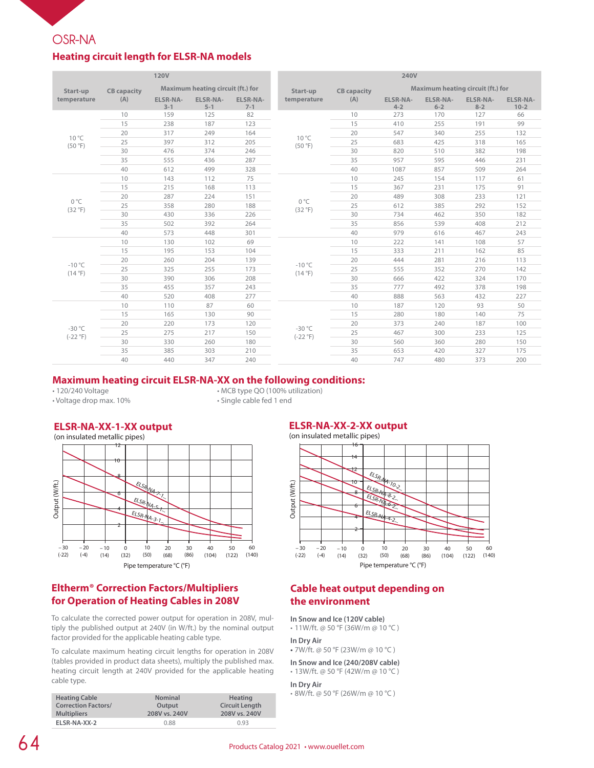## OSR-NA

### Heating circuit length for ELSR-NA models

| 120V | | | | |
|---|---|---|---|---|
| Start-up temperature | CB capacity (A) | Maximum heating circuit (ft.) for | | |
| | | ELSR-NA-3-1 | ELSR-NA-5-1 | ELSR-NA-7-1 |
| 10 °C (50 °F) | 10 | 159 | 125 | 82 |
| | 15 | 238 | 187 | 123 |
| | 20 | 317 | 249 | 164 |
| | 25 | 397 | 312 | 205 |
| | 30 | 476 | 374 | 246 |
| | 35 | 555 | 436 | 287 |
| | 40 | 612 | 499 | 328 |
| 0 °C (32 °F) | 10 | 143 | 112 | 75 |
| | 15 | 215 | 168 | 113 |
| | 20 | 287 | 224 | 151 |
| | 25 | 358 | 280 | 188 |
| | 30 | 430 | 336 | 226 |
| | 35 | 502 | 392 | 264 |
| | 40 | 573 | 448 | 301 |
| -10 °C (14 °F) | 10 | 130 | 102 | 69 |
| | 15 | 195 | 153 | 104 |
| | 20 | 260 | 204 | 139 |
| | 25 | 325 | 255 | 173 |
| | 30 | 390 | 306 | 208 |
| | 35 | 455 | 357 | 243 |
| | 40 | 520 | 408 | 277 |
| -30 °C (-22 °F) | 10 | 110 | 87 | 60 |
| | 15 | 165 | 130 | 90 |
| | 20 | 220 | 173 | 120 |
| | 25 | 275 | 217 | 150 |
| | 30 | 330 | 260 | 180 |
| | 35 | 385 | 303 | 210 |
| | 40 | 440 | 347 | 240 |

| 240V | | | | | |
|---|---|---|---|---|---|
| Start-up temperature | CB capacity (A) | Maximum heating circuit (ft.) for | | | |
| | | ELSR-NA-4-2 | ELSR-NA-6-2 | ELSR-NA-8-2 | ELSR-NA-10-2 |
| 10 °C (50 °F) | 10 | 273 | 170 | 127 | 66 |
| | 15 | 410 | 255 | 191 | 99 |
| | 20 | 547 | 340 | 255 | 132 |
| | 25 | 683 | 425 | 318 | 165 |
| | 30 | 820 | 510 | 382 | 198 |
| | 35 | 957 | 595 | 446 | 231 |
| | 40 | 1087 | 857 | 509 | 264 |
| 0 °C (32 °F) | 10 | 245 | 154 | 117 | 61 |
| | 15 | 367 | 231 | 175 | 91 |
| | 20 | 489 | 308 | 233 | 121 |
| | 25 | 612 | 385 | 292 | 152 |
| | 30 | 734 | 462 | 350 | 182 |
| | 35 | 856 | 539 | 408 | 212 |
| | 40 | 979 | 616 | 467 | 243 |
| -10 °C (14 °F) | 10 | 222 | 141 | 108 | 57 |
| | 15 | 333 | 211 | 162 | 85 |
| | 20 | 444 | 281 | 216 | 113 |
| | 25 | 555 | 352 | 270 | 142 |
| | 30 | 666 | 422 | 324 | 170 |
| | 35 | 777 | 492 | 378 | 198 |
| | 40 | 888 | 563 | 432 | 227 |
| -30 °C (-22 °F) | 10 | 187 | 120 | 93 | 50 |
| | 15 | 280 | 180 | 140 | 75 |
| | 20 | 373 | 240 | 187 | 100 |
| | 25 | 467 | 300 | 233 | 125 |
| | 30 | 560 | 360 | 280 | 150 |
| | 35 | 653 | 420 | 327 | 175 |
| | 40 | 747 | 480 | 373 | 200 |

### Maximum heating circuit ELSR-NA-XX on the following conditions:

- 120/240 Voltage
- Voltage drop max. 10%
- MCB type QO (100% utilization)
- Single cable fed 1 end

### ELSR-NA-XX-1-XX output

(on insulated metallic pipes)

### ELSR-NA-XX-2-XX output

(on insulated metallic pipes)

### Eltherm® Correction Factors/Multipliers for Operation of Heating Cables in 208V

To calculate the corrected power output for operation in 208V, multiply the published output at 240V (in W/ft.) by the nominal output factor provided for the applicable heating cable type.

To calculate maximum heating circuit lengths for operation in 208V (tables provided in product data sheets), multiply the published max. heating circuit length at 240V provided for the applicable heating cable type.

| Heating Cable Correction Factors/ Multipliers | Nominal Output 208V vs. 240V | Heating Circuit Length 208V vs. 240V |
|---|---|---|
| ELSR-NA-XX-2 | 0.88 | 0.93 |

### Cable heat output depending on the environment

**In Snow and Ice (120V cable)**
- 11W/ft. @ 50 °F (36W/m @ 10 °C )

**In Dry Air**
- 7W/ft. @ 50 °F (23W/m @ 10 °C )

**In Snow and Ice (240/208V cable)**
- 13W/ft. @ 50 °F (42W/m @ 10 °C )

**In Dry Air**
- 8W/ft. @ 50 °F (26W/m @ 10 °C )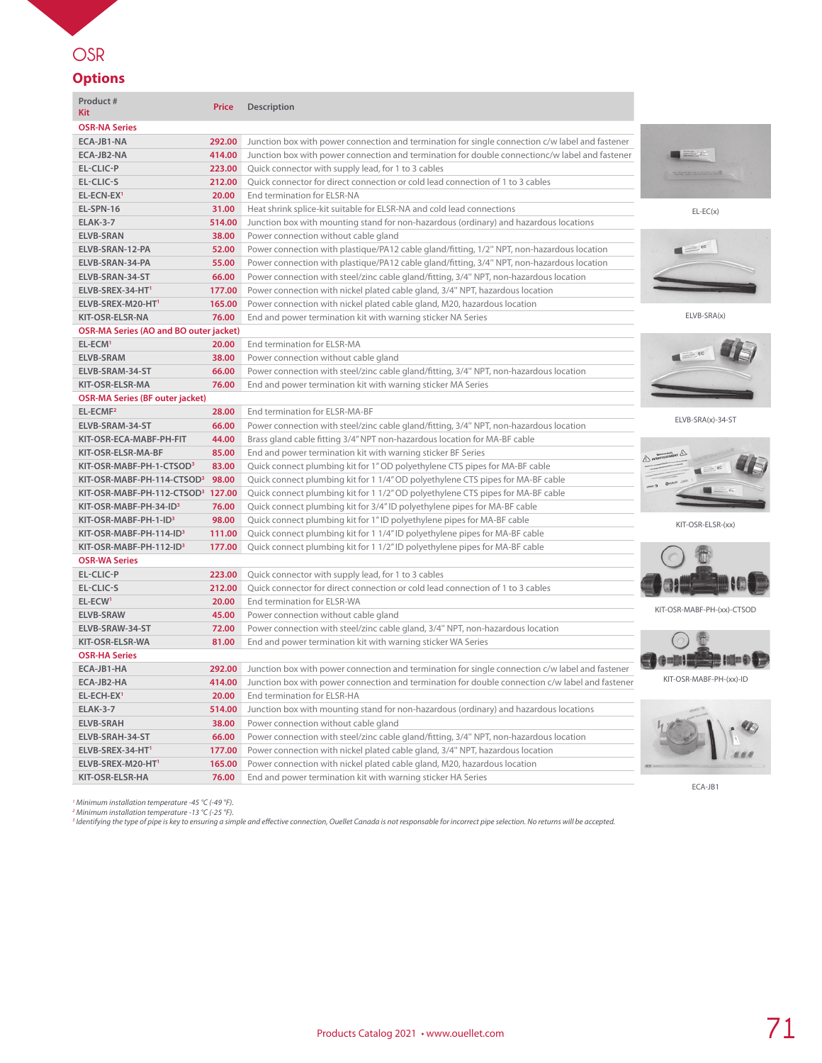# OSR

## Options

| Product # Kit | Price | Description |
|---|---|---|
| **OSR-NA Series** | | |
| ECA-JB1-NA | 292.00 | Junction box with power connection and termination for single connection c/w label and fastener |
| ECA-JB2-NA | 414.00 | Junction box with power connection and termination for double connectionc/w label and fastener |
| EL-CLIC-P | 223.00 | Quick connector with supply lead, for 1 to 3 cables |
| EL-CLIC-S | 212.00 | Quick connector for direct connection or cold lead connection of 1 to 3 cables |
| EL-ECN-EX[1] | 20.00 | End termination for ELSR-NA |
| EL-SPN-16 | 31.00 | Heat shrink splice-kit suitable for ELSR-NA and cold lead connections |
| ELAK-3-7 | 514.00 | Junction box with mounting stand for non-hazardous (ordinary) and hazardous locations |
| ELVB-SRAN | 38.00 | Power connection without cable gland |
| ELVB-SRAN-12-PA | 52.00 | Power connection with plastique/PA12 cable gland/fitting, 1/2" NPT, non-hazardous location |
| ELVB-SRAN-34-PA | 55.00 | Power connection with plastique/PA12 cable gland/fitting, 3/4" NPT, non-hazardous location |
| ELVB-SRAN-34-ST | 66.00 | Power connection with steel/zinc cable gland/fitting, 3/4" NPT, non-hazardous location |
| ELVB-SREX-34-HT[1] | 177.00 | Power connection with nickel plated cable gland, 3/4" NPT, hazardous location |
| ELVB-SREX-M20-HT[1] | 165.00 | Power connection with nickel plated cable gland, M20, hazardous location |
| KIT-OSR-ELSR-NA | 76.00 | End and power termination kit with warning sticker NA Series |
| **OSR-MA Series (AO and BO outer jacket)** | | |
| EL-ECM[1] | 20.00 | End termination for ELSR-MA |
| ELVB-SRAM | 38.00 | Power connection without cable gland |
| ELVB-SRAM-34-ST | 66.00 | Power connection with steel/zinc cable gland/fitting, 3/4" NPT, non-hazardous location |
| KIT-OSR-ELSR-MA | 76.00 | End and power termination kit with warning sticker MA Series |
| **OSR-MA Series (BF outer jacket)** | | |
| EL-ECMF[2] | 28.00 | End termination for ELSR-MA-BF |
| ELVB-SRAM-34-ST | 66.00 | Power connection with steel/zinc cable gland/fitting, 3/4" NPT, non-hazardous location |
| KIT-OSR-ECA-MABF-PH-FIT | 44.00 | Brass gland cable fitting 3/4" NPT non-hazardous location for MA-BF cable |
| KIT-OSR-ELSR-MA-BF | 85.00 | End and power termination kit with warning sticker BF Series |
| KIT-OSR-MABF-PH-1-CTSOD[3] | 83.00 | Quick connect plumbing kit for 1" OD polyethylene CTS pipes for MA-BF cable |
| KIT-OSR-MABF-PH-114-CTSOD[3] | 98.00 | Quick connect plumbing kit for 1 1/4" OD polyethylene CTS pipes for MA-BF cable |
| KIT-OSR-MABF-PH-112-CTSOD[3] | 127.00 | Quick connect plumbing kit for 1 1/2" OD polyethylene CTS pipes for MA-BF cable |
| KIT-OSR-MABF-PH-34-ID[3] | 76.00 | Quick connect plumbing kit for 3/4" ID polyethylene pipes for MA-BF cable |
| KIT-OSR-MABF-PH-1-ID[3] | 98.00 | Quick connect plumbing kit for 1" ID polyethylene pipes for MA-BF cable |
| KIT-OSR-MABF-PH-114-ID[3] | 111.00 | Quick connect plumbing kit for 1 1/4" ID polyethylene pipes for MA-BF cable |
| KIT-OSR-MABF-PH-112-ID[3] | 177.00 | Quick connect plumbing kit for 1 1/2" ID polyethylene pipes for MA-BF cable |
| **OSR-WA Series** | | |
| EL-CLIC-P | 223.00 | Quick connector with supply lead, for 1 to 3 cables |
| EL-CLIC-S | 212.00 | Quick connector for direct connection or cold lead connection of 1 to 3 cables |
| EL-ECW[1] | 20.00 | End termination for ELSR-WA |
| ELVB-SRAW | 45.00 | Power connection without cable gland |
| ELVB-SRAW-34-ST | 72.00 | Power connection with steel/zinc cable gland, 3/4" NPT, non-hazardous location |
| KIT-OSR-ELSR-WA | 81.00 | End and power termination kit with warning sticker WA Series |
| **OSR-HA Series** | | |
| ECA-JB1-HA | 292.00 | Junction box with power connection and termination for single connection c/w label and fastener |
| ECA-JB2-HA | 414.00 | Junction box with power connection and termination for double connection c/w label and fastener |
| EL-ECH-EX[1] | 20.00 | End termination for ELSR-HA |
| ELAK-3-7 | 514.00 | Junction box with mounting stand for non-hazardous (ordinary) and hazardous locations |
| ELVB-SRAH | 38.00 | Power connection without cable gland |
| ELVB-SRAH-34-ST | 66.00 | Power connection with steel/zinc cable gland/fitting, 3/4" NPT, non-hazardous location |
| ELVB-SREX-34-HT[1] | 177.00 | Power connection with nickel plated cable gland, 3/4" NPT, hazardous location |
| ELVB-SREX-M20-HT[1] | 165.00 | Power connection with nickel plated cable gland, M20, hazardous location |
| KIT-OSR-ELSR-HA | 76.00 | End and power termination kit with warning sticker HA Series |

EL-EC(x)

ELVB-SRA(x)

ELVB-SRA(x)-34-ST

KIT-OSR-ELSR-(xx)

KIT-OSR-MABF-PH-(xx)-CTSOD

KIT-OSR-MABF-PH-(xx)-ID

ECA-JB1

*[1] Minimum installation temperature -45 °C (-49 °F).*
*[2] Minimum installation temperature -13 °C (-25 °F).*
*[3] Identifying the type of pipe is key to ensuring a simple and effective connection, Ouellet Canada is not responsable for incorrect pipe selection. No returns will be accepted.*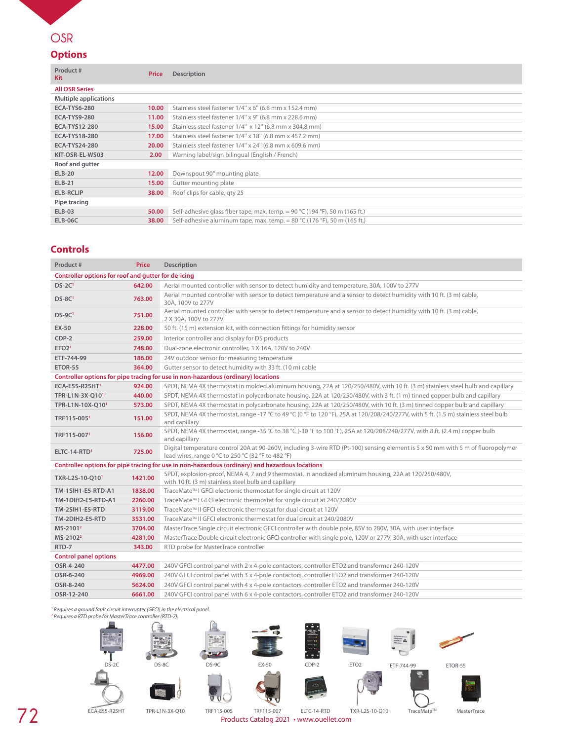# OSR

## Options

| Product # Kit | Price | Description |
|---|---|---|
| **All OSR Series** | | |
| **Multiple applications** | | |
| ECA-TYS6-280 | 10.00 | Stainless steel fastener 1/4" x 6" (6.8 mm x 152.4 mm) |
| ECA-TYS9-280 | 11.00 | Stainless steel fastener 1/4" x 9" (6.8 mm x 228.6 mm) |
| ECA-TYS12-280 | 15.00 | Stainless steel fastener 1/4" x 12" (6.8 mm x 304.8 mm) |
| ECA-TYS18-280 | 17.00 | Stainless steel fastener 1/4" x 18" (6.8 mm x 457.2 mm) |
| ECA-TYS24-280 | 20.00 | Stainless steel fastener 1/4" x 24" (6.8 mm x 609.6 mm) |
| KIT-OSR-EL-WS03 | 2.00 | Warning label/sign bilingual (English / French) |
| **Roof and gutter** | | |
| ELB-20 | 12.00 | Downspout 90° mounting plate |
| ELB-21 | 15.00 | Gutter mounting plate |
| ELB-RCLIP | 38.00 | Roof clips for cable, qty 25 |
| **Pipe tracing** | | |
| ELB-03 | 50.00 | Self-adhesive glass fiber tape, max. temp. = 90 °C (194 °F), 50 m (165 ft.) |
| ELB-06C | 38.00 | Self-adhesive aluminum tape, max. temp. = 80 °C (176 °F), 50 m (165 ft.) |

## Controls

| Product # | Price | Description |
|---|---|---|
| **Controller options for roof and gutter for de-icing** | | |
| DS-2C[1] | 642.00 | Aerial mounted controller with sensor to detect humidity and temperature, 30A, 100V to 277V |
| DS-8C[1] | 763.00 | Aerial mounted controller with sensor to detect temperature and a sensor to detect humidity with 10 ft. (3 m) cable, 30A, 100V to 277V |
| DS-9C[1] | 751.00 | Aerial mounted controller with sensor to detect temperature and a sensor to detect humidity with 10 ft. (3 m) cable, 2 X 30A, 100V to 277V |
| EX-50 | 228.00 | 50 ft. (15 m) extension kit, with connection fittings for humidity sensor |
| CDP-2 | 259.00 | Interior controller and display for DS products |
| ETO2[1] | 748.00 | Dual-zone electronic controller, 3 X 16A, 120V to 240V |
| ETF-744-99 | 186.00 | 24V outdoor sensor for measuring temperature |
| ETOR-55 | 364.00 | Gutter sensor to detect humidity with 33 ft. (10 m) cable |
| **Controller options for pipe tracing for use in non-hazardous (ordinary) locations** | | |
| ECA-E55-R25HT[1] | 924.00 | SPDT, NEMA 4X thermostat in molded aluminum housing, 22A at 120/250/480V, with 10 ft. (3 m) stainless steel bulb and capillary |
| TPR-L1N-3X-Q10[1] | 440.00 | SPDT, NEMA 4X thermostat in polycarbonate housing, 22A at 120/250/480V, with 3 ft. (1 m) tinned copper bulb and capillary |
| TPR-L1N-10X-Q10[1] | 573.00 | SPDT, NEMA 4X thermostat in polycarbonate housing, 22A at 120/250/480V, with 10 ft. (3 m) tinned copper bulb and capillary |
| TRF115-005[1] | 151.00 | SPDT, NEMA 4X thermostat, range -17 °C to 49 °C (0 °F to 120 °F), 25A at 120/208/240/277V, with 5 ft. (1.5 m) stainless steel bulb and capillary |
| TRF115-007[1] | 156.00 | SPDT, NEMA 4X thermostat, range -35 °C to 38 °C (-30 °F to 100 °F), 25A at 120/208/240/277V, with 8 ft. (2.4 m) copper bulb and capillary |
| ELTC-14-RTD[1] | 725.00 | Digital temperature control 20A at 90-260V, including 3-wire RTD (Pt-100) sensing element is 5 x 50 mm with 5 m of fluoropolymer lead wires, range 0 °C to 250 °C (32 °F to 482 °F) |
| **Controller options for pipe tracing for use in non-hazardous (ordinary) and hazardous locations** | | |
| TXR-L2S-10-Q10[1] | 1421.00 | SPDT, explosion-proof, NEMA 4, 7 and 9 thermostat, in anodized aluminum housing, 22A at 120/250/480V, with 10 ft. (3 m) stainless steel bulb and capillary |
| TM-1SIH1-E5-RTD-A1 | 1838.00 | TraceMate™ I GFCI electronic thermostat for single circuit at 120V |
| TM-1DIH2-E5-RTD-A1 | 2260.00 | TraceMate™ I GFCI electronic thermostat for single circuit at 240/2080V |
| TM-2SIH1-E5-RTD | 3119.00 | TraceMate™ II GFCI electronic thermostat for dual circuit at 120V |
| TM-2DIH2-E5-RTD | 3531.00 | TraceMate™ II GFCI electronic thermostat for dual circuit at 240/2080V |
| MS-2101[2] | 3704.00 | MasterTrace Single circuit electronic GFCI controller with double pole, 85V to 280V, 30A, with user interface |
| MS-2102[2] | 4281.00 | MasterTrace Double circuit electronic GFCI controller with single pole, 120V or 277V, 30A, with user interface |
| RTD-7 | 343.00 | RTD probe for MasterTrace controller |
| **Control panel options** | | |
| OSR-4-240 | 4477.00 | 240V GFCI control panel with 2 x 4-pole contactors, controller ETO2 and transformer 240-120V |
| OSR-6-240 | 4969.00 | 240V GFCI control panel with 3 x 4-pole contactors, controller ETO2 and transformer 240-120V |
| OSR-8-240 | 5624.00 | 240V GFCI control panel with 4 x 4-pole contactors, controller ETO2 and transformer 240-120V |
| OSR-12-240 | 6661.00 | 240V GFCI control panel with 6 x 4-pole contactors, controller ETO2 and transformer 240-120V |

*[1] Requires a ground fault circuit interrupter (GFCI) in the electrical panel.*
*[2] Requires a RTD probe for MasterTrace controller (RTD-7).*

DS-2C DS-8C DS-9C EX-50 CDP-2 ETO2 ETF-744-99 ETOR-55

ECA-E55-R25HT TPR-L1N-3X-Q10 TRF115-005 TRF115-007 ELTC-14-RTD TXR-L2S-10-Q10 TraceMate™ MasterTrace

Products Catalog 2021 • www.ouellet.com